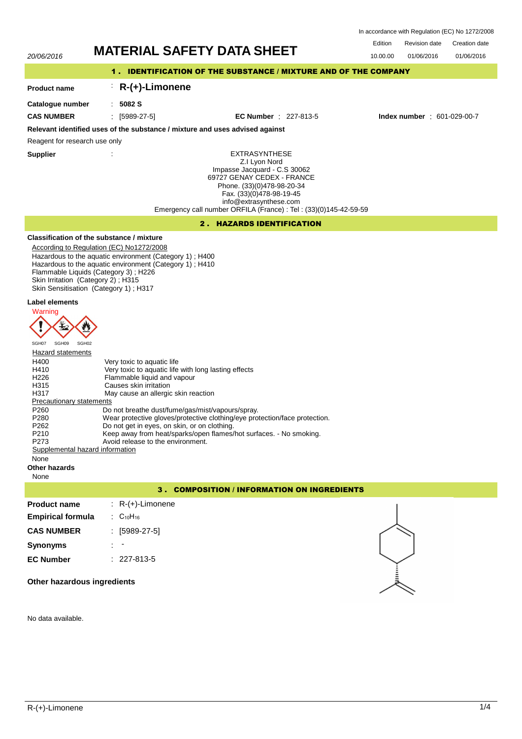In accordance with Regulation (EC) No 1272/2008

20/06/2016

# MATERIAL SAFETY DATA SHEET

| Edition | Revision date | Creation date |
|---|---|---|
| 10.00.00 | 01/06/2016 | 01/06/2016 |

## 1. IDENTIFICATION OF THE SUBSTANCE / MIXTURE AND OF THE COMPANY

**Product name** : **R-(+)-Limonene**

**Catalogue number** : **5082 S**

**CAS NUMBER** : [5989-27-5] **EC Number** : 227-813-5 **Index number** : 601-029-00-7

**Relevant identified uses of the substance / mixture and uses advised against**

Reagent for research use only

**Supplier** :

EXTRASYNTHESE
Z.I Lyon Nord
Impasse Jacquard - C.S 30062
69727 GENAY CEDEX - FRANCE
Phone. (33)(0)478-98-20-34
Fax. (33)(0)478-98-19-45
info@extrasynthese.com
Emergency call number ORFILA (France) : Tel : (33)(0)145-42-59-59

## 2. HAZARDS IDENTIFICATION

**Classification of the substance / mixture**

According to Regulation (EC) No1272/2008

Hazardous to the aquatic environment (Category 1) ; H400
Hazardous to the aquatic environment (Category 1) ; H410
Flammable Liquids (Category 3) ; H226
Skin Irritation (Category 2) ; H315
Skin Sensitisation (Category 1) ; H317

**Label elements**

Warning

SGH07 SGH09 SGH02

Hazard statements

| | |
|---|---|
| H400 | Very toxic to aquatic life |
| H410 | Very toxic to aquatic life with long lasting effects |
| H226 | Flammable liquid and vapour |
| H315 | Causes skin irritation |
| H317 | May cause an allergic skin reaction |

Precautionary statements

| | |
|---|---|
| P260 | Do not breathe dust/fume/gas/mist/vapours/spray. |
| P280 | Wear protective gloves/protective clothing/eye protection/face protection. |
| P262 | Do not get in eyes, on skin, or on clothing. |
| P210 | Keep away from heat/sparks/open flames/hot surfaces. - No smoking. |
| P273 | Avoid release to the environment. |

Supplemental hazard information

None

**Other hazards**

None

## 3. COMPOSITION / INFORMATION ON INGREDIENTS

**Product name** : R-(+)-Limonene

**Empirical formula** : $C_{10}H_{16}$

**CAS NUMBER** : [5989-27-5]

**Synonyms** : -

**EC Number** : 227-813-5

**Other hazardous ingredients**

No data available.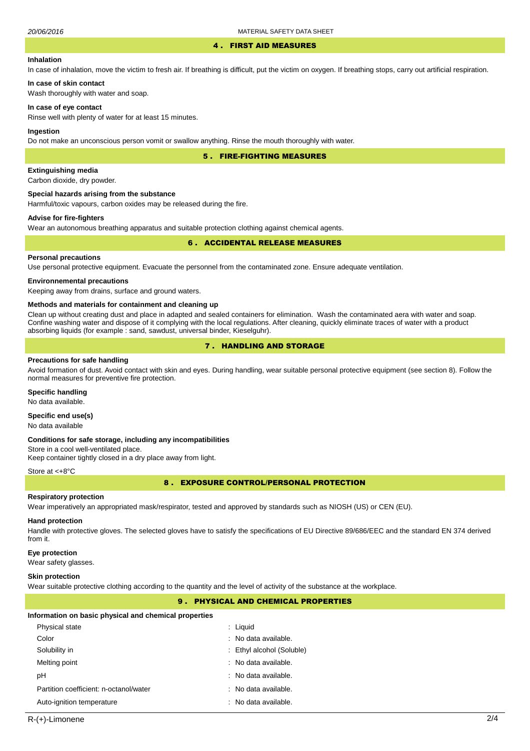## 4 . FIRST AID MEASURES

### Inhalation

In case of inhalation, move the victim to fresh air. If breathing is difficult, put the victim on oxygen. If breathing stops, carry out artificial respiration.

### In case of skin contact

Wash thoroughly with water and soap.

### In case of eye contact

Rinse well with plenty of water for at least 15 minutes.

### Ingestion

Do not make an unconscious person vomit or swallow anything. Rinse the mouth thoroughly with water.

## 5 . FIRE-FIGHTING MEASURES

### Extinguishing media

Carbon dioxide, dry powder.

### Special hazards arising from the substance

Harmful/toxic vapours, carbon oxides may be released during the fire.

### Advise for fire-fighters

Wear an autonomous breathing apparatus and suitable protection clothing against chemical agents.

## 6 . ACCIDENTAL RELEASE MEASURES

### Personal precautions

Use personal protective equipment. Evacuate the personnel from the contaminated zone. Ensure adequate ventilation.

### Environmental precautions

Keeping away from drains, surface and ground waters.

### Methods and materials for containment and cleaning up

Clean up without creating dust and place in adapted and sealed containers for elimination. Wash the contaminated aera with water and soap. Confine washing water and dispose of it complying with the local regulations. After cleaning, quickly eliminate traces of water with a product absorbing liquids (for example : sand, sawdust, universal binder, Kieselguhr).

## 7 . HANDLING AND STORAGE

### Precautions for safe handling

Avoid formation of dust. Avoid contact with skin and eyes. During handling, wear suitable personal protective equipment (see section 8). Follow the normal measures for preventive fire protection.

### Specific handling

No data available.

### Specific end use(s)

No data available

### Conditions for safe storage, including any incompatibilities

Store in a cool well-ventilated place.
Keep container tightly closed in a dry place away from light.

Store at <+8°C

## 8 . EXPOSURE CONTROL/PERSONAL PROTECTION

### Respiratory protection

Wear imperatively an appropriated mask/respirator, tested and approved by standards such as NIOSH (US) or CEN (EU).

### Hand protection

Handle with protective gloves. The selected gloves have to satisfy the specifications of EU Directive 89/686/EEC and the standard EN 374 derived from it.

### Eye protection

Wear safety glasses.

### Skin protection

Wear suitable protective clothing according to the quantity and the level of activity of the substance at the workplace.

## 9 . PHYSICAL AND CHEMICAL PROPERTIES

### Information on basic physical and chemical properties

| | |
|---|---|
| Physical state | : Liquid |
| Color | : No data available. |
| Solubility in | : Ethyl alcohol (Soluble) |
| Melting point | : No data available. |
| pH | : No data available. |
| Partition coefficient: n-octanol/water | : No data available. |
| Auto-ignition temperature | : No data available. |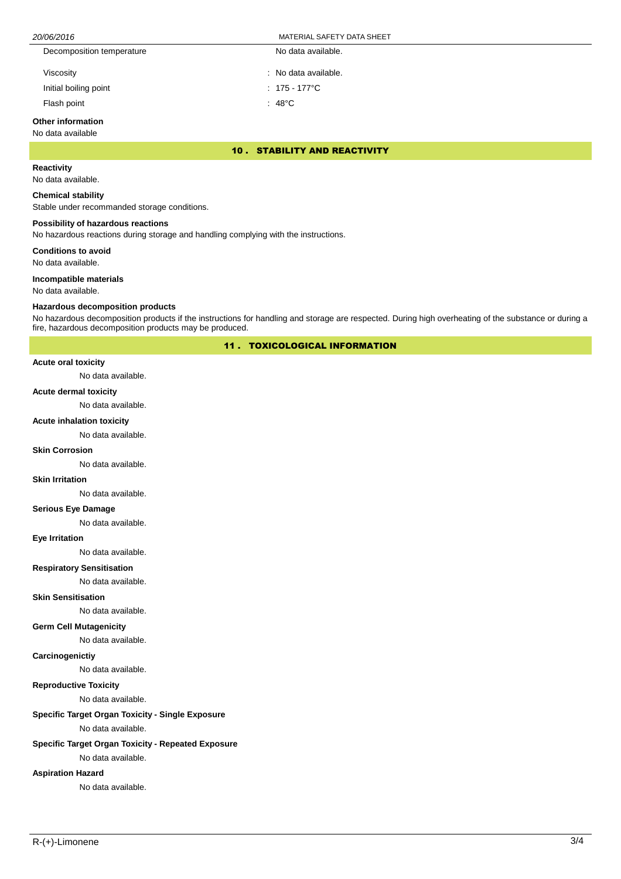| | |
|---|---|
| Decomposition temperature | No data available. |
| Viscosity | : No data available. |
| Initial boiling point | : 175 - 177°C |
| Flash point | : 48°C |

**Other information**

No data available

## 10 . STABILITY AND REACTIVITY

**Reactivity**

No data available.

**Chemical stability**

Stable under recommanded storage conditions.

**Possibility of hazardous reactions**

No hazardous reactions during storage and handling complying with the instructions.

**Conditions to avoid**

No data available.

**Incompatible materials**

No data available.

**Hazardous decomposition products**

No hazardous decomposition products if the instructions for handling and storage are respected. During high overheating of the substance or during a fire, hazardous decomposition products may be produced.

## 11 . TOXICOLOGICAL INFORMATION

**Acute oral toxicity**

No data available.

**Acute dermal toxicity**

No data available.

**Acute inhalation toxicity**

No data available.

**Skin Corrosion**

No data available.

**Skin Irritation**

No data available.

**Serious Eye Damage**

No data available.

**Eye Irritation**

No data available.

**Respiratory Sensitisation**

No data available.

**Skin Sensitisation**

No data available.

**Germ Cell Mutagenicity**

No data available.

**Carcinogenictiy**

No data available.

**Reproductive Toxicity**

No data available.

**Specific Target Organ Toxicity - Single Exposure**

No data available.

**Specific Target Organ Toxicity - Repeated Exposure**

No data available.

**Aspiration Hazard**

No data available.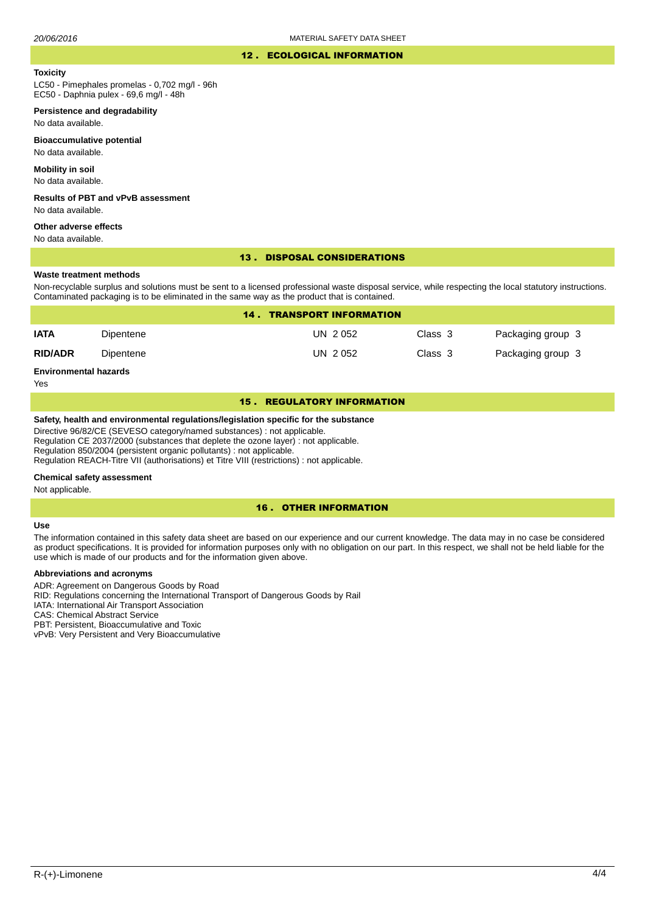## 12 . ECOLOGICAL INFORMATION

**Toxicity**

LC50 - Pimephales promelas - 0,702 mg/l - 96h
EC50 - Daphnia pulex - 69,6 mg/l - 48h

**Persistence and degradability**

No data available.

**Bioaccumulative potential**

No data available.

**Mobility in soil**

No data available.

**Results of PBT and vPvB assessment**

No data available.

**Other adverse effects**

No data available.

## 13 . DISPOSAL CONSIDERATIONS

**Waste treatment methods**

Non-recyclable surplus and solutions must be sent to a licensed professional waste disposal service, while respecting the local statutory instructions. Contaminated packaging is to be eliminated in the same way as the product that is contained.

## 14 . TRANSPORT INFORMATION

| | | | | |
|---|---|---|---|---|
| **IATA** | Dipentene | UN 2 052 | Class 3 | Packaging group 3 |
| **RID/ADR** | Dipentene | UN 2 052 | Class 3 | Packaging group 3 |

**Environmental hazards**

Yes

## 15 . REGULATORY INFORMATION

**Safety, health and environmental regulations/legislation specific for the substance**

Directive 96/82/CE (SEVESO category/named substances) : not applicable.
Regulation CE 2037/2000 (substances that deplete the ozone layer) : not applicable.
Regulation 850/2004 (persistent organic pollutants) : not applicable.
Regulation REACH-Titre VII (authorisations) et Titre VIII (restrictions) : not applicable.

**Chemical safety assessment**

Not applicable.

## 16 . OTHER INFORMATION

**Use**

The information contained in this safety data sheet are based on our experience and our current knowledge. The data may in no case be considered as product specifications. It is provided for information purposes only with no obligation on our part. In this respect, we shall not be held liable for the use which is made of our products and for the information given above.

**Abbreviations and acronyms**

ADR: Agreement on Dangerous Goods by Road
RID: Regulations concerning the International Transport of Dangerous Goods by Rail
IATA: International Air Transport Association
CAS: Chemical Abstract Service
PBT: Persistent, Bioaccumulative and Toxic
vPvB: Very Persistent and Very Bioaccumulative